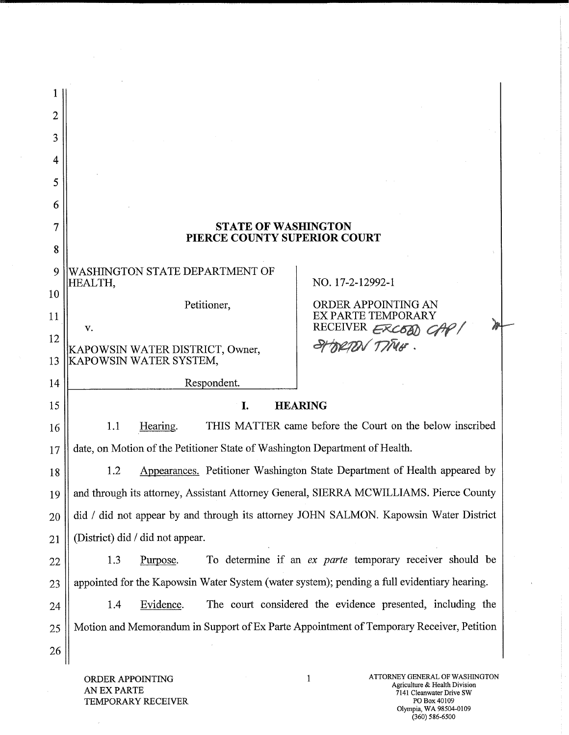# STATE OF WASHINGTON
# PIERCE COUNTY SUPERIOR COURT

| | |
|---|---|
| WASHINGTON STATE DEPARTMENT OF HEALTH,<br><br>Petitioner,<br><br>v.<br><br>KAPOWSIN WATER DISTRICT, Owner, KAPOWSIN WATER SYSTEM,<br><br>Respondent. | NO. 17-2-12992-1<br><br>ORDER APPOINTING AN EX PARTE TEMPORARY RECEIVER ~~EXCEED CAP / SHORTEN TIME.~~ |

## I. HEARING

1.1 Hearing. THIS MATTER came before the Court on the below inscribed date, on Motion of the Petitioner State of Washington Department of Health.

1.2 Appearances. Petitioner Washington State Department of Health appeared by and through its attorney, Assistant Attorney General, SIERRA MCWILLIAMS. Pierce County did / did not appear by and through its attorney JOHN SALMON. Kapowsin Water District (District) did / did not appear.

1.3 Purpose. To determine if an *ex parte* temporary receiver should be appointed for the Kapowsin Water System (water system); pending a full evidentiary hearing.

1.4 Evidence. The court considered the evidence presented, including the Motion and Memorandum in Support of Ex Parte Appointment of Temporary Receiver, Petition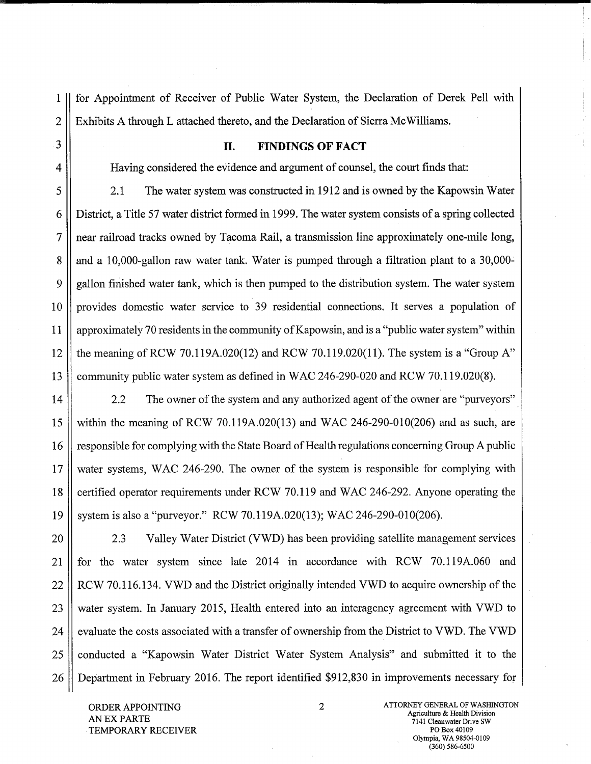for Appointment of Receiver of Public Water System, the Declaration of Derek Pell with Exhibits A through L attached thereto, and the Declaration of Sierra McWilliams.

## II. FINDINGS OF FACT

Having considered the evidence and argument of counsel, the court finds that:

2.1 The water system was constructed in 1912 and is owned by the Kapowsin Water District, a Title 57 water district formed in 1999. The water system consists of a spring collected near railroad tracks owned by Tacoma Rail, a transmission line approximately one-mile long, and a 10,000-gallon raw water tank. Water is pumped through a filtration plant to a 30,000-gallon finished water tank, which is then pumped to the distribution system. The water system provides domestic water service to 39 residential connections. It serves a population of approximately 70 residents in the community of Kapowsin, and is a "public water system" within the meaning of RCW 70.119A.020(12) and RCW 70.119.020(11). The system is a "Group A" community public water system as defined in WAC 246-290-020 and RCW 70.119.020(8).

2.2 The owner of the system and any authorized agent of the owner are "purveyors" within the meaning of RCW 70.119A.020(13) and WAC 246-290-010(206) and as such, are responsible for complying with the State Board of Health regulations concerning Group A public water systems, WAC 246-290. The owner of the system is responsible for complying with certified operator requirements under RCW 70.119 and WAC 246-292. Anyone operating the system is also a "purveyor." RCW 70.119A.020(13); WAC 246-290-010(206).

2.3 Valley Water District (VWD) has been providing satellite management services for the water system since late 2014 in accordance with RCW 70.119A.060 and RCW 70.116.134. VWD and the District originally intended VWD to acquire ownership of the water system. In January 2015, Health entered into an interagency agreement with VWD to evaluate the costs associated with a transfer of ownership from the District to VWD. The VWD conducted a "Kapowsin Water District Water System Analysis" and submitted it to the Department in February 2016. The report identified $912,830 in improvements necessary for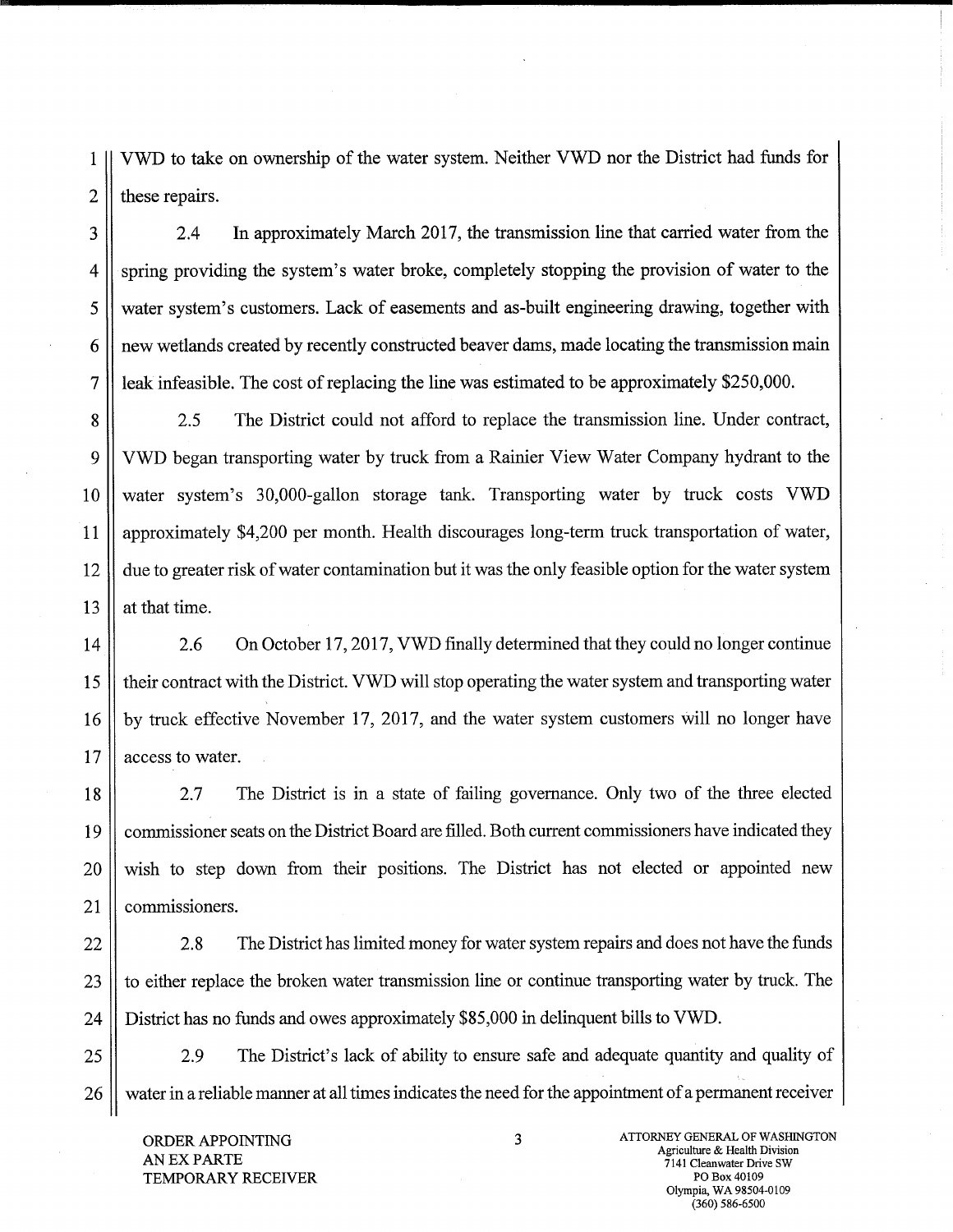VWD to take on ownership of the water system. Neither VWD nor the District had funds for these repairs.

2.4 In approximately March 2017, the transmission line that carried water from the spring providing the system's water broke, completely stopping the provision of water to the water system's customers. Lack of easements and as-built engineering drawing, together with new wetlands created by recently constructed beaver dams, made locating the transmission main leak infeasible. The cost of replacing the line was estimated to be approximately $250,000.

2.5 The District could not afford to replace the transmission line. Under contract, VWD began transporting water by truck from a Rainier View Water Company hydrant to the water system's 30,000-gallon storage tank. Transporting water by truck costs VWD approximately $4,200 per month. Health discourages long-term truck transportation of water, due to greater risk of water contamination but it was the only feasible option for the water system at that time.

2.6 On October 17, 2017, VWD finally determined that they could no longer continue their contract with the District. VWD will stop operating the water system and transporting water by truck effective November 17, 2017, and the water system customers will no longer have access to water.

2.7 The District is in a state of failing governance. Only two of the three elected commissioner seats on the District Board are filled. Both current commissioners have indicated they wish to step down from their positions. The District has not elected or appointed new commissioners.

2.8 The District has limited money for water system repairs and does not have the funds to either replace the broken water transmission line or continue transporting water by truck. The District has no funds and owes approximately $85,000 in delinquent bills to VWD.

2.9 The District's lack of ability to ensure safe and adequate quantity and quality of water in a reliable manner at all times indicates the need for the appointment of a permanent receiver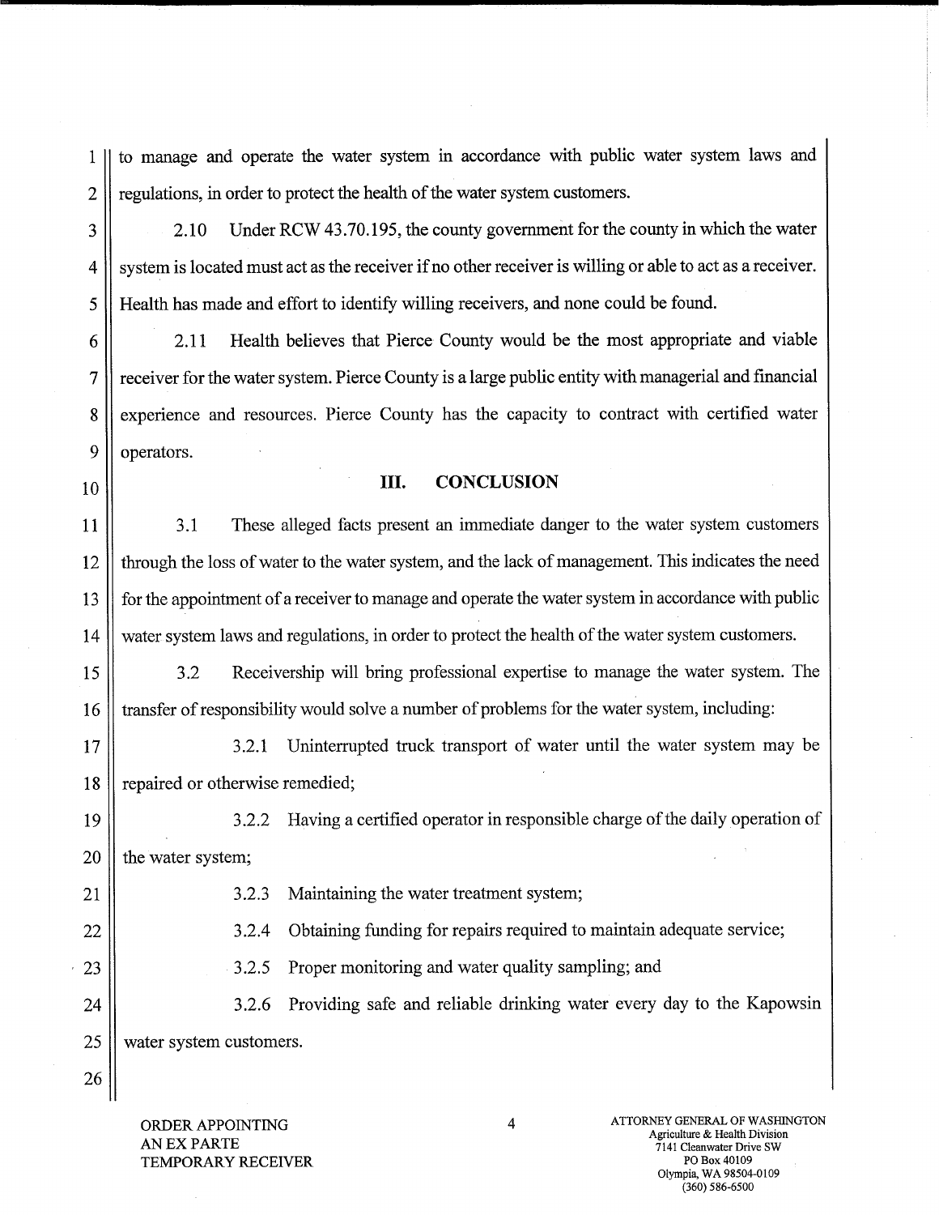to manage and operate the water system in accordance with public water system laws and regulations, in order to protect the health of the water system customers.

2.10 Under RCW 43.70.195, the county government for the county in which the water system is located must act as the receiver if no other receiver is willing or able to act as a receiver. Health has made and effort to identify willing receivers, and none could be found.

2.11 Health believes that Pierce County would be the most appropriate and viable receiver for the water system. Pierce County is a large public entity with managerial and financial experience and resources. Pierce County has the capacity to contract with certified water operators.

## III. CONCLUSION

3.1 These alleged facts present an immediate danger to the water system customers through the loss of water to the water system, and the lack of management. This indicates the need for the appointment of a receiver to manage and operate the water system in accordance with public water system laws and regulations, in order to protect the health of the water system customers.

3.2 Receivership will bring professional expertise to manage the water system. The transfer of responsibility would solve a number of problems for the water system, including:

3.2.1 Uninterrupted truck transport of water until the water system may be repaired or otherwise remedied;

3.2.2 Having a certified operator in responsible charge of the daily operation of the water system;

3.2.3 Maintaining the water treatment system;

3.2.4 Obtaining funding for repairs required to maintain adequate service;

3.2.5 Proper monitoring and water quality sampling; and

3.2.6 Providing safe and reliable drinking water every day to the Kapowsin water system customers.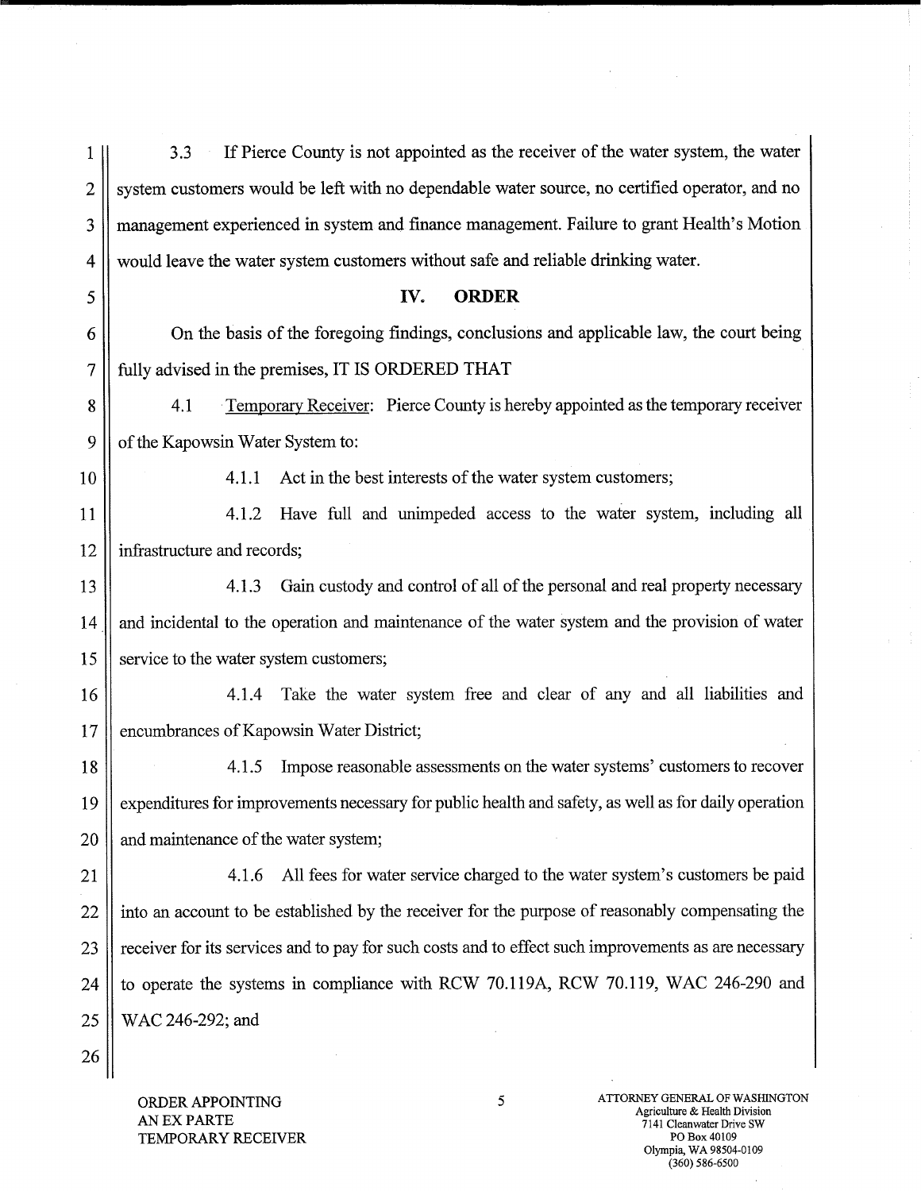3.3 If Pierce County is not appointed as the receiver of the water system, the water system customers would be left with no dependable water source, no certified operator, and no management experienced in system and finance management. Failure to grant Health's Motion would leave the water system customers without safe and reliable drinking water.

## IV. ORDER

On the basis of the foregoing findings, conclusions and applicable law, the court being fully advised in the premises, IT IS ORDERED THAT

4.1 Temporary Receiver: Pierce County is hereby appointed as the temporary receiver of the Kapowsin Water System to:

4.1.1 Act in the best interests of the water system customers;

4.1.2 Have full and unimpeded access to the water system, including all infrastructure and records;

4.1.3 Gain custody and control of all of the personal and real property necessary and incidental to the operation and maintenance of the water system and the provision of water service to the water system customers;

4.1.4 Take the water system free and clear of any and all liabilities and encumbrances of Kapowsin Water District;

4.1.5 Impose reasonable assessments on the water systems' customers to recover expenditures for improvements necessary for public health and safety, as well as for daily operation and maintenance of the water system;

4.1.6 All fees for water service charged to the water system's customers be paid into an account to be established by the receiver for the purpose of reasonably compensating the receiver for its services and to pay for such costs and to effect such improvements as are necessary to operate the systems in compliance with RCW 70.119A, RCW 70.119, WAC 246-290 and WAC 246-292; and

ORDER APPOINTING AN EX PARTE TEMPORARY RECEIVER

ATTORNEY GENERAL OF WASHINGTON
Agriculture & Health Division
7141 Cleanwater Drive SW
PO Box 40109
Olympia, WA 98504-0109
(360) 586-6500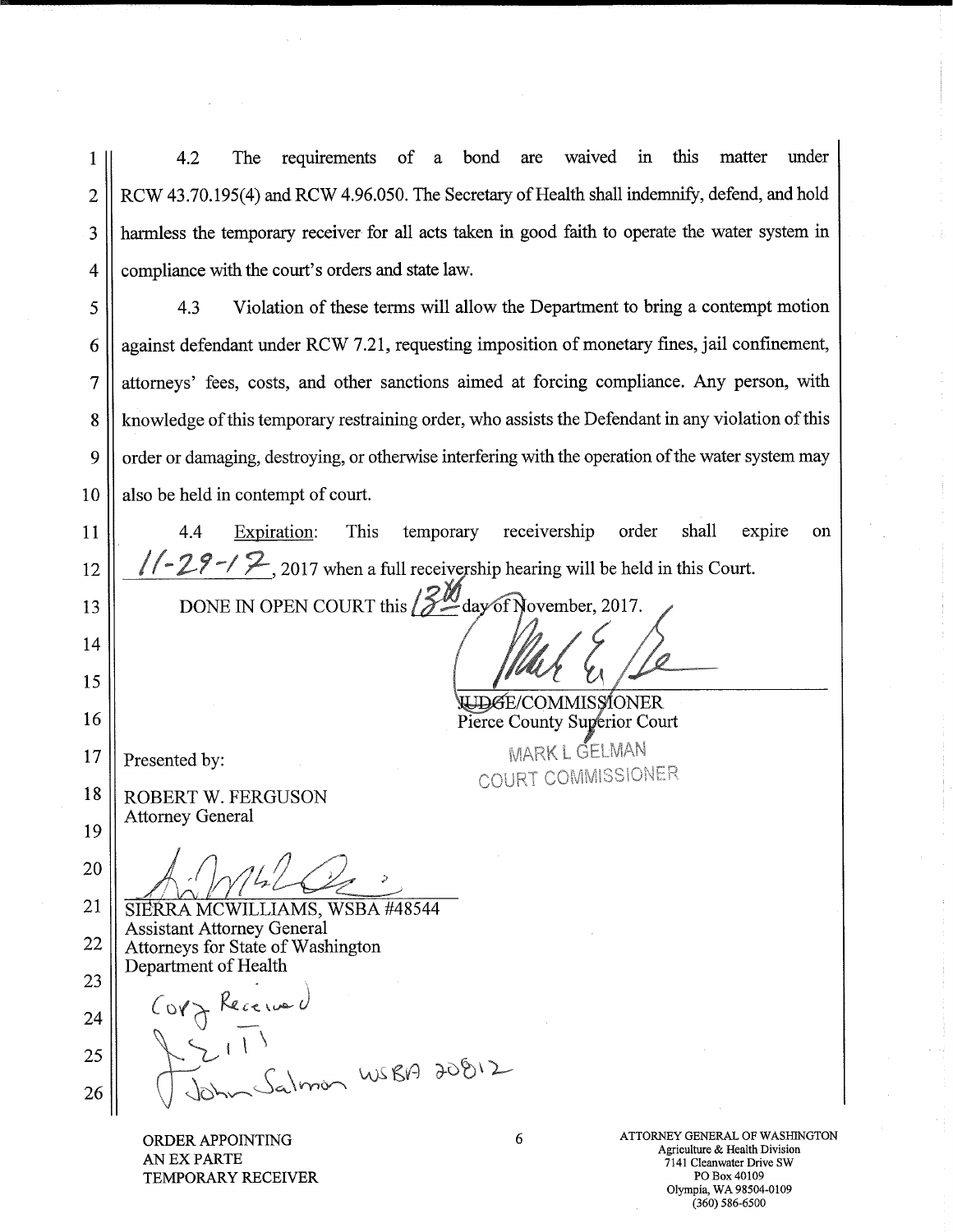4.2 The requirements of a bond are waived in this matter under RCW 43.70.195(4) and RCW 4.96.050. The Secretary of Health shall indemnify, defend, and hold harmless the temporary receiver for all acts taken in good faith to operate the water system in compliance with the court's orders and state law.

4.3 Violation of these terms will allow the Department to bring a contempt motion against defendant under RCW 7.21, requesting imposition of monetary fines, jail confinement, attorneys' fees, costs, and other sanctions aimed at forcing compliance. Any person, with knowledge of this temporary restraining order, who assists the Defendant in any violation of this order or damaging, destroying, or otherwise interfering with the operation of the water system may also be held in contempt of court.

4.4 Expiration: This temporary receivership order shall expire on 11-29-17, 2017 when a full receivership hearing will be held in this Court.

DONE IN OPEN COURT this 13th day of November, 2017.

JUDGE/COMMISSIONER
Pierce County Superior Court
MARK L GELMAN
COURT COMMISSIONER

Presented by:

ROBERT W. FERGUSON
Attorney General

SIERRA MCWILLIAMS, WSBA #48544
Assistant Attorney General
Attorneys for State of Washington
Department of Health

Copy Received
2/11
John Salmon WSBA 20812

ORDER APPOINTING
AN EX PARTE
TEMPORARY RECEIVER

ATTORNEY GENERAL OF WASHINGTON
Agriculture & Health Division
7141 Cleanwater Drive SW
PO Box 40109
Olympia, WA 98504-0109
(360) 586-6500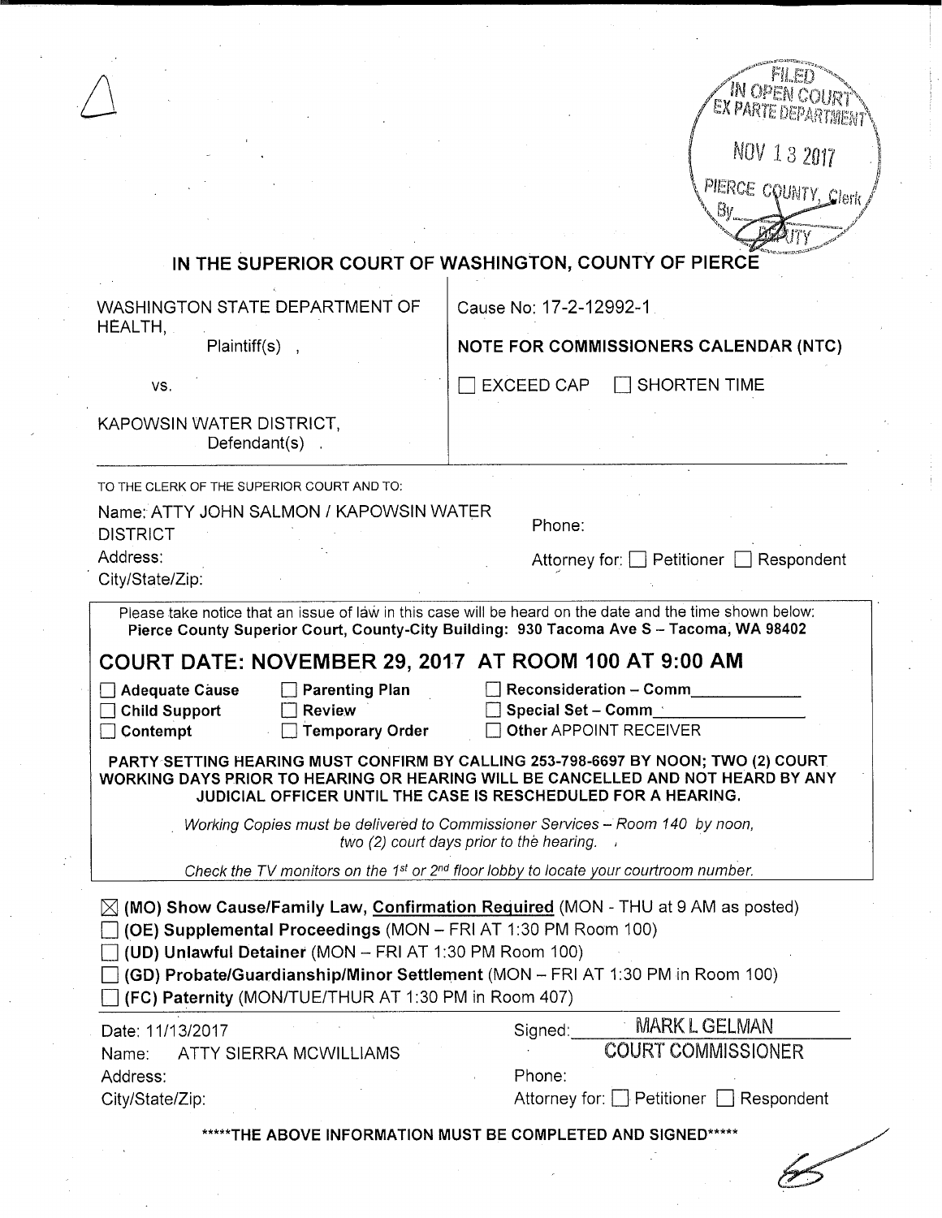FILED
IN OPEN COURT
EX PARTE DEPARTMENT

NOV 13 2017

PIERCE COUNTY, Clerk
By DEPUTY

## IN THE SUPERIOR COURT OF WASHINGTON, COUNTY OF PIERCE

| | |
|---|---|
| WASHINGTON STATE DEPARTMENT OF HEALTH, Plaintiff(s) , | Cause No: 17-2-12992-1 |
| vs. | **NOTE FOR COMMISSIONERS CALENDAR (NTC)** |
| KAPOWSIN WATER DISTRICT, Defendant(s) . | ☐ EXCEED CAP ☐ SHORTEN TIME |

TO THE CLERK OF THE SUPERIOR COURT AND TO:

Name: ATTY JOHN SALMON / KAPOWSIN WATER DISTRICT
Address:
City/State/Zip:

Phone:
Attorney for: ☐ Petitioner ☐ Respondent

Please take notice that an issue of law in this case will be heard on the date and the time shown below:
**Pierce County Superior Court, County-City Building: 930 Tacoma Ave S – Tacoma, WA 98402**

## COURT DATE: NOVEMBER 29, 2017 AT ROOM 100 AT 9:00 AM

| | | |
|---|---|---|
| ☐ **Adequate Cause** | ☐ **Parenting Plan** | ☐ **Reconsideration – Comm**\_\_\_\_\_\_\_\_\_\_ |
| ☐ **Child Support** | ☐ **Review** | ☐ **Special Set – Comm**\_\_\_\_\_\_\_\_\_\_ |
| ☐ **Contempt** | ☐ **Temporary Order** | ☐ **Other** APPOINT RECEIVER |

**PARTY SETTING HEARING MUST CONFIRM BY CALLING 253-798-6697 BY NOON; TWO (2) COURT WORKING DAYS PRIOR TO HEARING OR HEARING WILL BE CANCELLED AND NOT HEARD BY ANY JUDICIAL OFFICER UNTIL THE CASE IS RESCHEDULED FOR A HEARING.**

*Working Copies must be delivered to Commissioner Services – Room 140 by noon, two (2) court days prior to the hearing.*

*Check the TV monitors on the 1st or 2nd floor lobby to locate your courtroom number.*

☒ **(MO) Show Cause/Family Law, Confirmation Required** (MON - THU at 9 AM as posted)
☐ **(OE) Supplemental Proceedings** (MON – FRI AT 1:30 PM Room 100)
☐ **(UD) Unlawful Detainer** (MON – FRI AT 1:30 PM Room 100)
☐ **(GD) Probate/Guardianship/Minor Settlement** (MON – FRI AT 1:30 PM in Room 100)
☐ **(FC) Paternity** (MON/TUE/THUR AT 1:30 PM in Room 407)

Date: 11/13/2017
Name: ATTY SIERRA MCWILLIAMS
Address:
City/State/Zip:

Signed: MARK L GELMAN
COURT COMMISSIONER
Phone:
Attorney for: ☐ Petitioner ☐ Respondent

**\*\*\*\*\*THE ABOVE INFORMATION MUST BE COMPLETED AND SIGNED\*\*\*\*\***